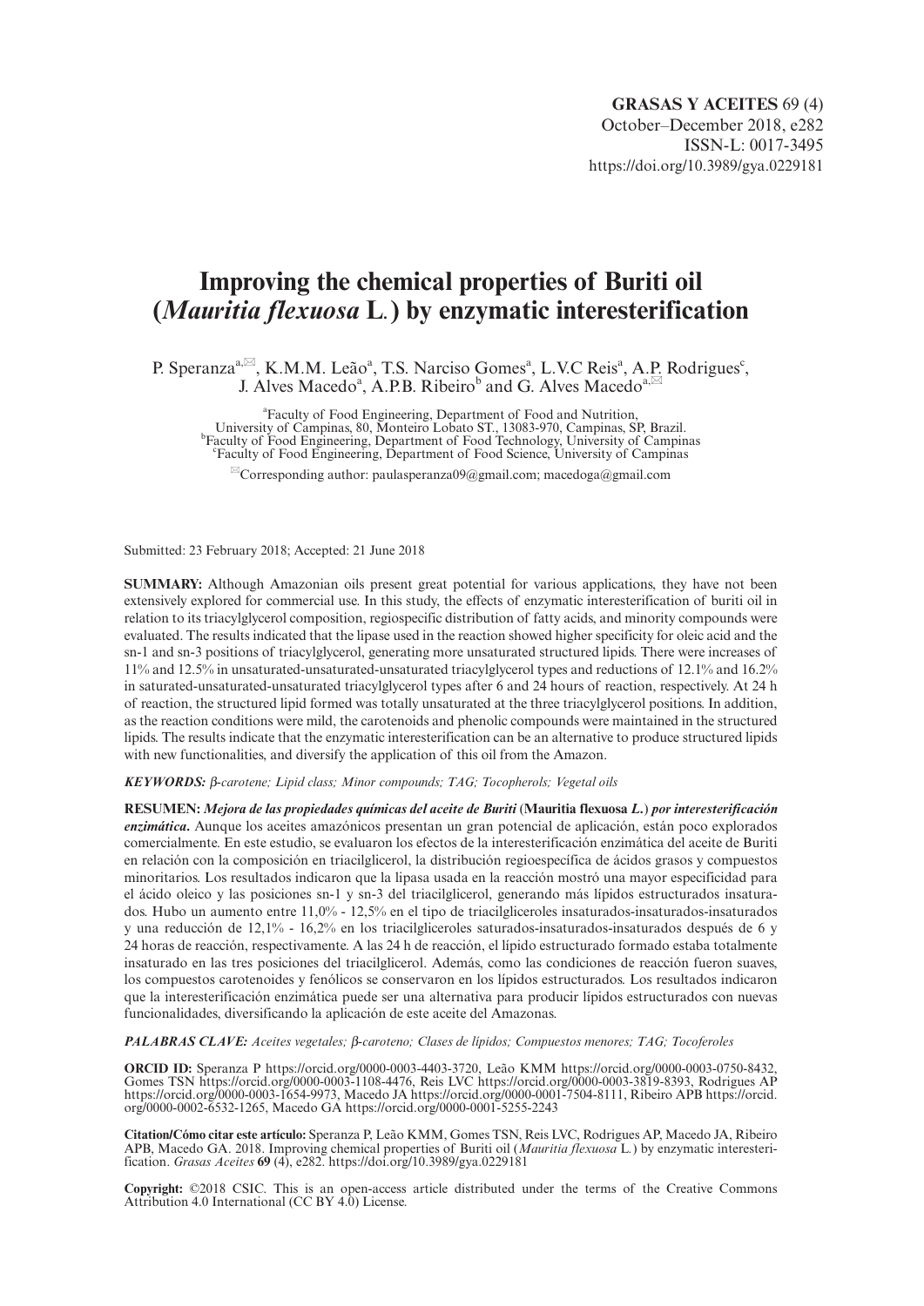**GRASAS Y ACEITES** 69 (4)
October–December 2018, e282
ISSN-L: 0017-3495
https://doi.org/10.3989/gya.0229181

# Improving the chemical properties of Buriti oil (*Mauritia flexuosa* L.) by enzymatic interesterification

P. Speranza[a,✉], K.M.M. Leão[a], T.S. Narciso Gomes[a], L.V.C Reis[a], A.P. Rodrigues[c], J. Alves Macedo[a], A.P.B. Ribeiro[b] and G. Alves Macedo[a,✉]

[a]Faculty of Food Engineering, Department of Food and Nutrition, University of Campinas, 80, Monteiro Lobato ST., 13083-970, Campinas, SP, Brazil.
[b]Faculty of Food Engineering, Department of Food Technology, University of Campinas
[c]Faculty of Food Engineering, Department of Food Science, University of Campinas

✉Corresponding author: paulasperanza09@gmail.com; macedoga@gmail.com

Submitted: 23 February 2018; Accepted: 21 June 2018

**SUMMARY:** Although Amazonian oils present great potential for various applications, they have not been extensively explored for commercial use. In this study, the effects of enzymatic interesterification of buriti oil in relation to its triacylglycerol composition, regiospecific distribution of fatty acids, and minority compounds were evaluated. The results indicated that the lipase used in the reaction showed higher specificity for oleic acid and the sn-1 and sn-3 positions of triacylglycerol, generating more unsaturated structured lipids. There were increases of 11% and 12.5% in unsaturated-unsaturated-unsaturated triacylglycerol types and reductions of 12.1% and 16.2% in saturated-unsaturated-unsaturated triacylglycerol types after 6 and 24 hours of reaction, respectively. At 24 h of reaction, the structured lipid formed was totally unsaturated at the three triacylglycerol positions. In addition, as the reaction conditions were mild, the carotenoids and phenolic compounds were maintained in the structured lipids. The results indicate that the enzymatic interesterification can be an alternative to produce structured lipids with new functionalities, and diversify the application of this oil from the Amazon.

***KEYWORDS:*** *β-carotene; Lipid class; Minor compounds; TAG; Tocopherols; Vegetal oils*

**RESUMEN:** ***Mejora de las propiedades químicas del aceite de Buriti* (Mauritia flexuosa *L.*) *por interesterificación enzimática*.** Aunque los aceites amazónicos presentan un gran potencial de aplicación, están poco explorados comercialmente. En este estudio, se evaluaron los efectos de la interesterificación enzimática del aceite de Buriti en relación con la composición en triacilglicerol, la distribución regioespecífica de ácidos grasos y compuestos minoritarios. Los resultados indicaron que la lipasa usada en la reacción mostró una mayor especificidad para el ácido oleico y las posiciones sn-1 y sn-3 del triacilglicerol, generando más lípidos estructurados insaturados. Hubo un aumento entre 11,0% - 12,5% en el tipo de triacilglicerol insaturados-insaturados-insaturados y una reducción de 12,1% - 16,2% en los triacilglicerol saturados-insaturados-insaturados después de 6 y 24 horas de reacción, respectivamente. A las 24 h de reacción, el lípido estructurado formado estaba totalmente insaturado en las tres posiciones del triacilglicerol. Además, como las condiciones de reacción fueron suaves, los compuestos carotenoides y fenólicos se conservaron en los lípidos estructurados. Los resultados indicaron que la interesterificación enzimática puede ser una alternativa para producir lípidos estructurados con nuevas funcionalidades, diversificando la aplicación de este aceite del Amazonas.

***PALABRAS CLAVE:*** *Aceites vegetales; β-caroteno; Clases de lípidos; Compuestos menores; TAG; Tocoferoles*

**ORCID ID:** Speranza P https://orcid.org/0000-0003-4403-3720, Leão KMM https://orcid.org/0000-0003-0750-8432, Gomes TSN https://orcid.org/0000-0003-1108-4476, Reis LVC https://orcid.org/0000-0003-3819-8393, Rodrigues AP https://orcid.org/0000-0003-1654-9973, Macedo JA https://orcid.org/0000-0001-7504-8111, Ribeiro APB https://orcid.org/0000-0002-6532-1265, Macedo GA https://orcid.org/0000-0001-5255-2243

**Citation/Cómo citar este artículo:** Speranza P, Leão KMM, Gomes TSN, Reis LVC, Rodrigues AP, Macedo JA, Ribeiro APB, Macedo GA. 2018. Improving the chemical properties of Buriti oil (*Mauritia flexuosa* L.) by enzymatic interesterification. *Grasas Aceites* **69** (4), e282. https://doi.org/10.3989/gya.0229181

**Copyright:** ©2018 CSIC. This is an open-access article distributed under the terms of the Creative Commons Attribution 4.0 International (CC BY 4.0) License.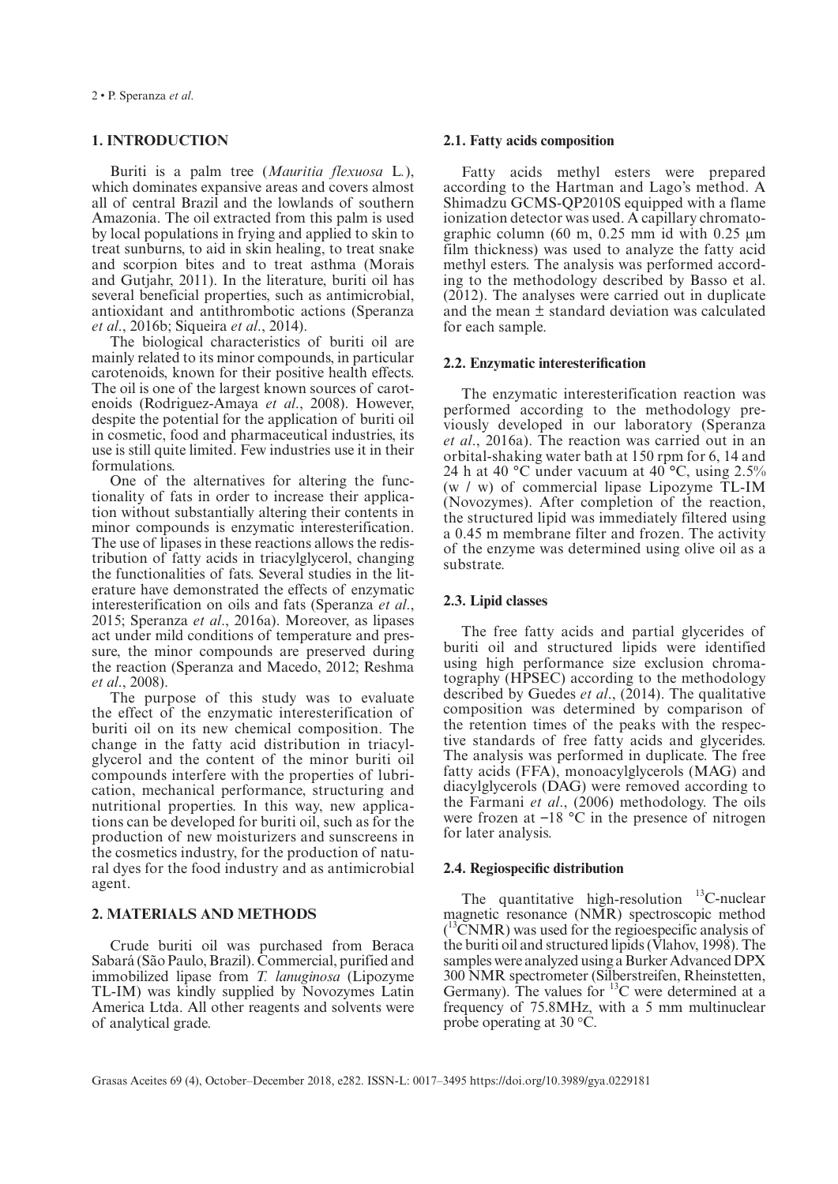## 1. INTRODUCTION

Buriti is a palm tree (*Mauritia flexuosa* L.), which dominates expansive areas and covers almost all of central Brazil and the lowlands of southern Amazonia. The oil extracted from this palm is used by local populations in frying and applied to skin to treat sunburns, to aid in skin healing, to treat snake and scorpion bites and to treat asthma (Morais and Gutjahr, 2011). In the literature, buriti oil has several beneficial properties, such as antimicrobial, antioxidant and antithrombotic actions (Speranza *et al*., 2016b; Siqueira *et al*., 2014).

The biological characteristics of buriti oil are mainly related to its minor compounds, in particular carotenoids, known for their positive health effects. The oil is one of the largest known sources of carotenoids (Rodriguez-Amaya *et al*., 2008). However, despite the potential for the application of buriti oil in cosmetic, food and pharmaceutical industries, its use is still quite limited. Few industries use it in their formulations.

One of the alternatives for altering the functionality of fats in order to increase their application without substantially altering their contents in minor compounds is enzymatic interesterification. The use of lipases in these reactions allows the redistribution of fatty acids in triacylglycerol, changing the functionalities of fats. Several studies in the literature have demonstrated the effects of enzymatic interesterification on oils and fats (Speranza *et al*., 2015; Speranza *et al*., 2016a). Moreover, as lipases act under mild conditions of temperature and pressure, the minor compounds are preserved during the reaction (Speranza and Macedo, 2012; Reshma *et al*., 2008).

The purpose of this study was to evaluate the effect of the enzymatic interesterification of buriti oil on its new chemical composition. The change in the fatty acid distribution in triacylglycerol and the content of the minor buriti oil compounds interfere with the properties of lubrication, mechanical performance, structuring and nutritional properties. In this way, new applications can be developed for buriti oil, such as for the production of new moisturizers and sunscreens in the cosmetics industry, for the production of natural dyes for the food industry and as antimicrobial agent.

## 2. MATERIALS AND METHODS

Crude buriti oil was purchased from Beraca Sabará (São Paulo, Brazil). Commercial, purified and immobilized lipase from *T. lanuginosa* (Lipozyme TL-IM) was kindly supplied by Novozymes Latin America Ltda. All other reagents and solvents were of analytical grade.

### 2.1. Fatty acids composition

Fatty acids methyl esters were prepared according to the Hartman and Lago's method. A Shimadzu GCMS-QP2010S equipped with a flame ionization detector was used. A capillary chromatographic column (60 m, 0.25 mm id with 0.25 µm film thickness) was used to analyze the fatty acid methyl esters. The analysis was performed according to the methodology described by Basso et al. (2012). The analyses were carried out in duplicate and the mean ± standard deviation was calculated for each sample.

### 2.2. Enzymatic interesterification

The enzymatic interesterification reaction was performed according to the methodology previously developed in our laboratory (Speranza *et al*., 2016a). The reaction was carried out in an orbital-shaking water bath at 150 rpm for 6, 14 and 24 h at 40 °C under vacuum at 40 °C, using 2.5% (w / w) of commercial lipase Lipozyme TL-IM (Novozymes). After completion of the reaction, the structured lipid was immediately filtered using a 0.45 m membrane filter and frozen. The activity of the enzyme was determined using olive oil as a substrate.

### 2.3. Lipid classes

The free fatty acids and partial glycerides of buriti oil and structured lipids were identified using high performance size exclusion chromatography (HPSEC) according to the methodology described by Guedes *et al*., (2014). The qualitative composition was determined by comparison of the retention times of the peaks with the respective standards of free fatty acids and glycerides. The analysis was performed in duplicate. The free fatty acids (FFA), monoacylglycerols (MAG) and diacylglycerols (DAG) were removed according to the Farmani *et al*., (2006) methodology. The oils were frozen at −18 °C in the presence of nitrogen for later analysis.

### 2.4. Regiospecific distribution

The quantitative high-resolution $^{13}$C-nuclear magnetic resonance (NMR) spectroscopic method ($^{13}$CNMR) was used for the regioespecific analysis of the buriti oil and structured lipids (Vlahov, 1998). The samples were analyzed using a Burker Advanced DPX 300 NMR spectrometer (Silberstreifen, Rheinstetten, Germany). The values for $^{13}$C were determined at a frequency of 75.8MHz, with a 5 mm multinuclear probe operating at 30 °C.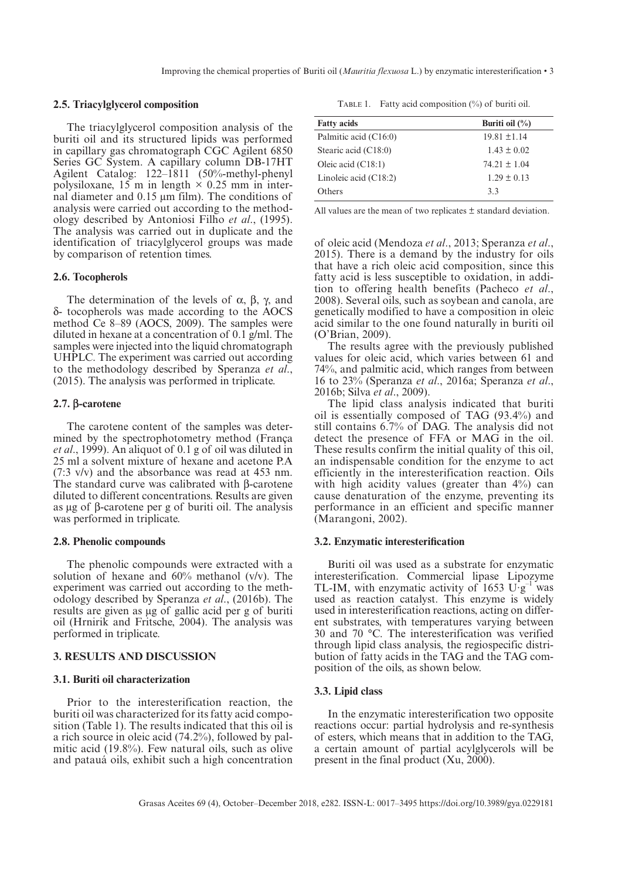## 2.5. Triacylglycerol composition

The triacylglycerol composition analysis of the buriti oil and its structured lipids was performed in capillary gas chromatograph CGC Agilent 6850 Series GC System. A capillary column DB-17HT Agilent Catalog: 122–1811 (50%-methyl-phenyl polysiloxane, 15 m in length × 0.25 mm in internal diameter and 0.15 µm film). The conditions of analysis were carried out according to the methodology described by Antoniosi Filho *et al*., (1995). The analysis was carried out in duplicate and the identification of triacylglycerol groups was made by comparison of retention times.

## 2.6. Tocopherols

The determination of the levels of α, β, γ, and δ- tocopherols was made according to the AOCS method Ce 8–89 (AOCS, 2009). The samples were diluted in hexane at a concentration of 0.1 g/ml. The samples were injected into the liquid chromatograph UHPLC. The experiment was carried out according to the methodology described by Speranza *et al*., (2015). The analysis was performed in triplicate.

## 2.7. β-carotene

The carotene content of the samples was determined by the spectrophotometry method (França *et al*., 1999). An aliquot of 0.1 g of oil was diluted in 25 ml a solvent mixture of hexane and acetone P.A (7:3 v/v) and the absorbance was read at 453 nm. The standard curve was calibrated with β-carotene diluted to different concentrations. Results are given as µg of β-carotene per g of buriti oil. The analysis was performed in triplicate.

## 2.8. Phenolic compounds

The phenolic compounds were extracted with a solution of hexane and 60% methanol (v/v). The experiment was carried out according to the methodology described by Speranza *et al*., (2016b). The results are given as µg of gallic acid per g of buriti oil (Hrnirik and Fritsche, 2004). The analysis was performed in triplicate.

# 3. RESULTS AND DISCUSSION

## 3.1. Buriti oil characterization

Prior to the interesterification reaction, the buriti oil was characterized for its fatty acid composition (Table 1). The results indicated that this oil is a rich source in oleic acid (74.2%), followed by palmitic acid (19.8%). Few natural oils, such as olive and patauá oils, exhibit such a high concentration of oleic acid (Mendoza *et al*., 2013; Speranza *et al*., 2015). There is a demand by the industry for oils that have a rich oleic acid composition, since this fatty acid is less susceptible to oxidation, in addition to offering health benefits (Pacheco *et al*., 2008). Several oils, such as soybean and canola, are genetically modified to have a composition in oleic acid similar to the one found naturally in buriti oil (O'Brian, 2009).

TABLE 1. Fatty acid composition (%) of buriti oil.

| Fatty acids | Buriti oil (%) |
|---|---|
| Palmitic acid (C16:0) | 19.81 ±1.14 |
| Stearic acid (C18:0) | 1.43 ± 0.02 |
| Oleic acid (C18:1) | 74.21 ± 1.04 |
| Linoleic acid (C18:2) | 1.29 ± 0.13 |
| Others | 3.3 |

All values are the mean of two replicates ± standard deviation.

The results agree with the previously published values for oleic acid, which varies between 61 and 74%, and palmitic acid, which ranges from between 16 to 23% (Speranza *et al*., 2016a; Speranza *et al*., 2016b; Silva *et al*., 2009).

The lipid class analysis indicated that buriti oil is essentially composed of TAG (93.4%) and still contains 6.7% of DAG. The analysis did not detect the presence of FFA or MAG in the oil. These results confirm the initial quality of this oil, an indispensable condition for the enzyme to act efficiently in the interesterification reaction. Oils with high acidity values (greater than 4%) can cause denaturation of the enzyme, preventing its performance in an efficient and specific manner (Marangoni, 2002).

## 3.2. Enzymatic interesterification

Buriti oil was used as a substrate for enzymatic interesterification. Commercial lipase Lipozyme TL-IM, with enzymatic activity of 1653 $U \cdot g^{-1}$ was used as reaction catalyst. This enzyme is widely used in interesterification reactions, acting on different substrates, with temperatures varying between 30 and 70 °C. The interesterification was verified through lipid class analysis, the regiospecific distribution of fatty acids in the TAG and the TAG composition of the oils, as shown below.

## 3.3. Lipid class

In the enzymatic interesterification two opposite reactions occur: partial hydrolysis and re-synthesis of esters, which means that in addition to the TAG, a certain amount of partial acylglycerols will be present in the final product (Xu, 2000).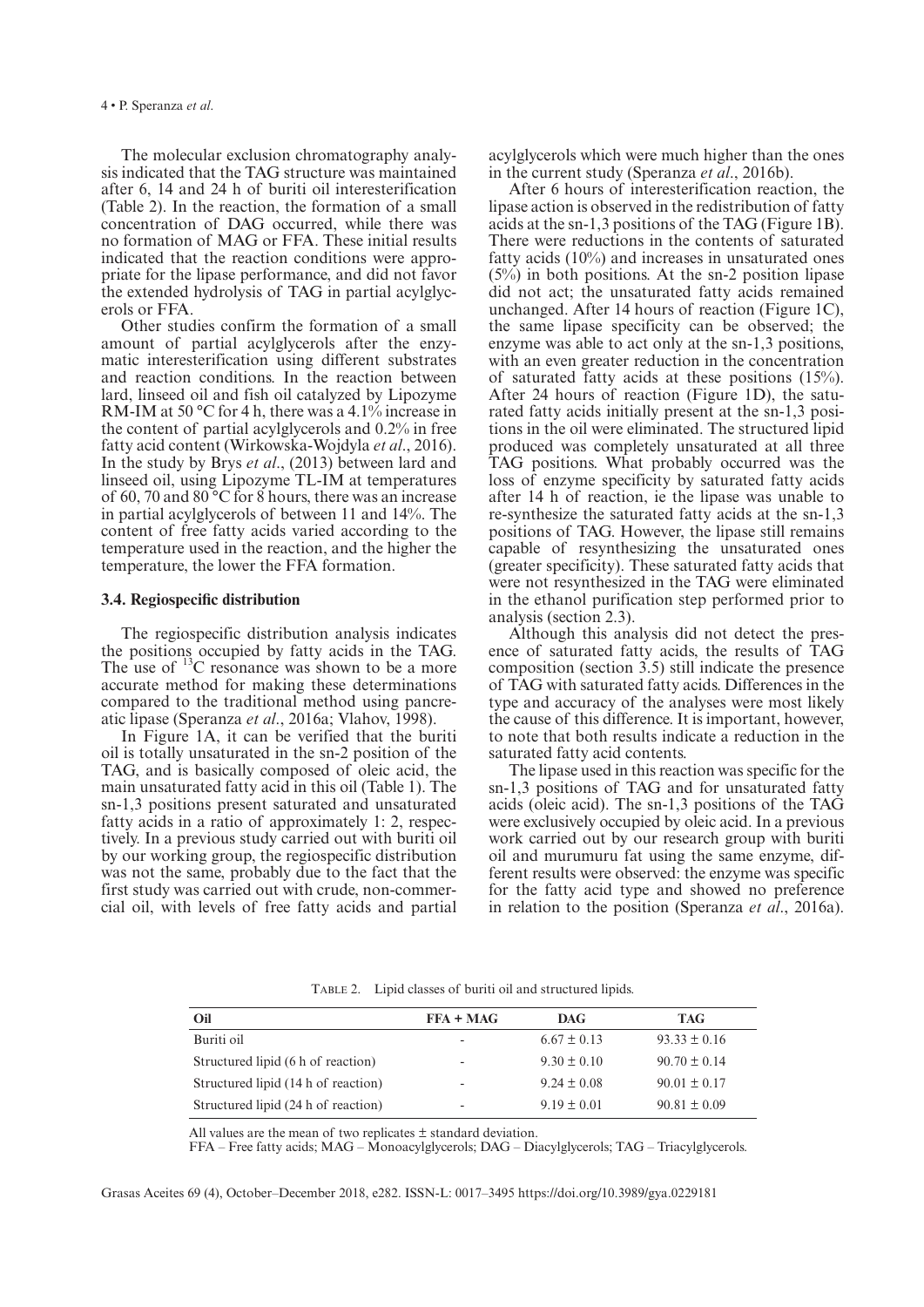The molecular exclusion chromatography analysis indicated that the TAG structure was maintained after 6, 14 and 24 h of buriti oil interesterification (Table 2). In the reaction, the formation of a small concentration of DAG occurred, while there was no formation of MAG or FFA. These initial results indicated that the reaction conditions were appropriate for the lipase performance, and did not favor the extended hydrolysis of TAG in partial acylglycerols or FFA.

Other studies confirm the formation of a small amount of partial acylglycerols after the enzymatic interesterification using different substrates and reaction conditions. In the reaction between lard, linseed oil and fish oil catalyzed by Lipozyme RM-IM at 50 °C for 4 h, there was a 4.1% increase in the content of partial acylglycerols and 0.2% in free fatty acid content (Wirkowska-Wojdyla *et al*., 2016). In the study by Brys *et al*., (2013) between lard and linseed oil, using Lipozyme TL-IM at temperatures of 60, 70 and 80 °C for 8 hours, there was an increase in partial acylglycerols of between 11 and 14%. The content of free fatty acids varied according to the temperature used in the reaction, and the higher the temperature, the lower the FFA formation.

### 3.4. Regiospecific distribution

The regiospecific distribution analysis indicates the positions occupied by fatty acids in the TAG. The use of $^{13}C$ resonance was shown to be a more accurate method for making these determinations compared to the traditional method using pancreatic lipase (Speranza *et al*., 2016a; Vlahov, 1998).

In Figure 1A, it can be verified that the buriti oil is totally unsaturated in the sn-2 position of the TAG, and is basically composed of oleic acid, the main unsaturated fatty acid in this oil (Table 1). The sn-1,3 positions present saturated and unsaturated fatty acids in a ratio of approximately 1: 2, respectively. In a previous study carried out with buriti oil by our working group, the regiospecific distribution was not the same, probably due to the fact that the first study was carried out with crude, non-commercial oil, with levels of free fatty acids and partial acylglycerols which were much higher than the ones in the current study (Speranza *et al*., 2016b).

After 6 hours of interesterification reaction, the lipase action is observed in the redistribution of fatty acids at the sn-1,3 positions of the TAG (Figure 1B). There were reductions in the contents of saturated fatty acids (10%) and increases in unsaturated ones (5%) in both positions. At the sn-2 position lipase did not act; the unsaturated fatty acids remained unchanged. After 14 hours of reaction (Figure 1C), the same lipase specificity can be observed; the enzyme was able to act only at the sn-1,3 positions, with an even greater reduction in the concentration of saturated fatty acids at these positions (15%). After 24 hours of reaction (Figure 1D), the saturated fatty acids initially present at the sn-1,3 positions in the oil were eliminated. The structured lipid produced was completely unsaturated at all three TAG positions. What probably occurred was the loss of enzyme specificity by saturated fatty acids after 14 h of reaction, ie the lipase was unable to re-synthesize the saturated fatty acids at the sn-1,3 positions of TAG. However, the lipase still remains capable of resynthesizing the unsaturated ones (greater specificity). These saturated fatty acids that were not resynthesized in the TAG were eliminated in the ethanol purification step performed prior to analysis (section 2.3).

Although this analysis did not detect the presence of saturated fatty acids, the results of TAG composition (section 3.5) still indicate the presence of TAG with saturated fatty acids. Differences in the type and accuracy of the analyses were most likely the cause of this difference. It is important, however, to note that both results indicate a reduction in the saturated fatty acid contents.

The lipase used in this reaction was specific for the sn-1,3 positions of TAG and for unsaturated fatty acids (oleic acid). The sn-1,3 positions of the TAG were exclusively occupied by oleic acid. In a previous work carried out by our research group with buriti oil and murumuru fat using the same enzyme, different results were observed: the enzyme was specific for the fatty acid type and showed no preference in relation to the position (Speranza *et al*., 2016a).

Table 2. Lipid classes of buriti oil and structured lipids.

| Oil | FFA + MAG | DAG | TAG |
|---|---|---|---|
| Buriti oil | - | 6.67 ± 0.13 | 93.33 ± 0.16 |
| Structured lipid (6 h of reaction) | - | 9.30 ± 0.10 | 90.70 ± 0.14 |
| Structured lipid (14 h of reaction) | - | 9.24 ± 0.08 | 90.01 ± 0.17 |
| Structured lipid (24 h of reaction) | - | 9.19 ± 0.01 | 90.81 ± 0.09 |

All values are the mean of two replicates ± standard deviation.
FFA – Free fatty acids; MAG – Monoacylglycerols; DAG – Diacylglycerols; TAG – Triacylglycerols.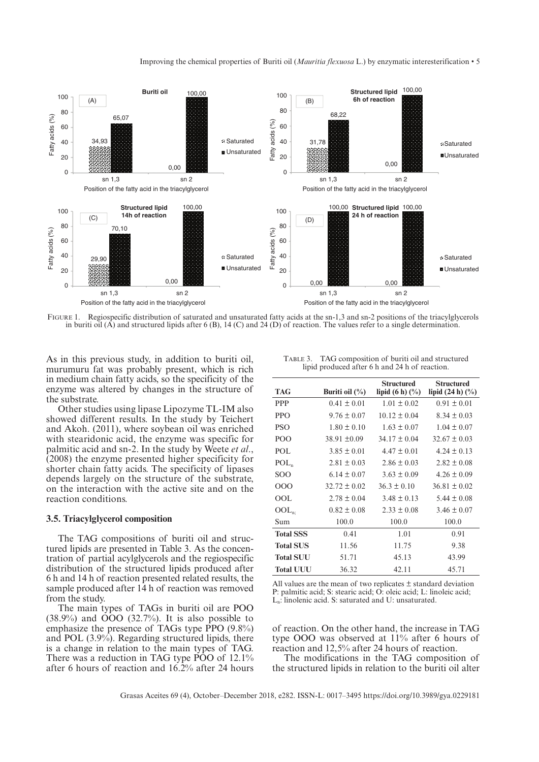FIGURE 1. Regiospecific distribution of saturated and unsaturated fatty acids at the sn-1,3 and sn-2 positions of the triacylglycerols in buriti oil (A) and structured lipids after 6 (B), 14 (C) and 24 (D) of reaction. The values refer to a single determination.

As in this previous study, in addition to buriti oil, murumuru fat was probably present, which is rich in medium chain fatty acids, so the specificity of the enzyme was altered by changes in the structure of the substrate.

Other studies using lipase Lipozyme TL-IM also showed different results. In the study by Teichert and Akoh. (2011), where soybean oil was enriched with stearidonic acid, the enzyme was specific for palmitic acid and sn-2. In the study by Weete *et al*., (2008) the enzyme presented higher specificity for shorter chain fatty acids. The specificity of lipases depends largely on the structure of the substrate, on the interaction with the active site and on the reaction conditions.

### 3.5. Triacylglycerol composition

The TAG compositions of buriti oil and structured lipids are presented in Table 3. As the concentration of partial acylglycerols and the regiospecific distribution of the structured lipids produced after 6 h and 14 h of reaction presented related results, the sample produced after 14 h of reaction was removed from the study.

The main types of TAGs in buriti oil are POO (38.9%) and OOO (32.7%). It is also possible to emphasize the presence of TAGs type PPO (9.8%) and POL (3.9%). Regarding structured lipids, there is a change in relation to the main types of TAG. There was a reduction in TAG type POO of 12.1% after 6 hours of reaction and 16.2% after 24 hours of reaction. On the other hand, the increase in TAG type OOO was observed at 11% after 6 hours of reaction and 12,5% after 24 hours of reaction.

TABLE 3. TAG composition of buriti oil and structured lipid produced after 6 h and 24 h of reaction.

| TAG | Buriti oil (%) | Structured lipid (6 h) (%) | Structured lipid (24 h) (%) |
|---|---|---|---|
| PPP | 0.41 ± 0.01 | 1.01 ± 0.02 | 0.91 ± 0.01 |
| PPO | 9.76 ± 0.07 | 10.12 ± 0.04 | 8.34 ± 0.03 |
| PSO | 1.80 ± 0.10 | 1.63 ± 0.07 | 1.04 ± 0.07 |
| POO | 38.91 ±0.09 | 34.17 ± 0.04 | 32.67 ± 0.03 |
| POL | 3.85 ± 0.01 | 4.47 ± 0.01 | 4.24 ± 0.13 |
| $POL_n$ | 2.81 ± 0.03 | 2.86 ± 0.03 | 2.82 ± 0.08 |
| SOO | 6.14 ± 0.07 | 3.63 ± 0.09 | 4.26 ± 0.09 |
| OOO | 32.72 ± 0.02 | 36.3 ± 0.10 | 36.81 ± 0.02 |
| OOL | 2.78 ± 0.04 | 3.48 ± 0.13 | 5.44 ± 0.08 |
| $OOL_n$ | 0.82 ± 0.08 | 2.33 ± 0.08 | 3.46 ± 0.07 |
| Sum | 100.0 | 100.0 | 100.0 |
| **Total SSS** | 0.41 | 1.01 | 0.91 |
| **Total SUS** | 11.56 | 11.75 | 9.38 |
| **Total SUU** | 51.71 | 45.13 | 43.99 |
| **Total UUU** | 36.32 | 42.11 | 45.71 |

All values are the mean of two replicates ± standard deviation
P: palmitic acid; S: stearic acid; O: oleic acid; L: linoleic acid; $L_n$: linolenic acid. S: saturated and U: unsaturated.

The modifications in the TAG composition of the structured lipids in relation to the buriti oil alter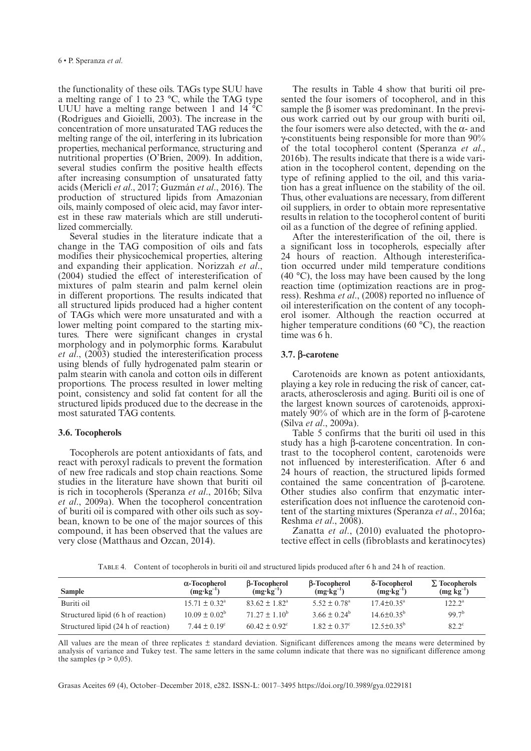the functionality of these oils. TAGs type SUU have a melting range of 1 to 23 °C, while the TAG type UUU have a melting range between 1 and 14 °C (Rodrigues and Gioielli, 2003). The increase in the concentration of more unsaturated TAG reduces the melting range of the oil, interfering in its lubrication properties, mechanical performance, structuring and nutritional properties (O'Brien, 2009). In addition, several studies confirm the positive health effects after increasing consumption of unsaturated fatty acids (Mericli *et al*., 2017; Guzmán *et al*., 2016). The production of structured lipids from Amazonian oils, mainly composed of oleic acid, may favor interest in these raw materials which are still underutilized commercially.

Several studies in the literature indicate that a change in the TAG composition of oils and fats modifies their physicochemical properties, altering and expanding their application. Norizzah *et al*., (2004) studied the effect of interesterification of mixtures of palm stearin and palm kernel olein in different proportions. The results indicated that all structured lipids produced had a higher content of TAGs which were more unsaturated and with a lower melting point compared to the starting mixtures. There were significant changes in crystal morphology and in polymorphic forms. Karabulut *et al*., (2003) studied the interesterification process using blends of fully hydrogenated palm stearin or palm stearin with canola and cotton oils in different proportions. The process resulted in lower melting point, consistency and solid fat content for all the structured lipids produced due to the decrease in the most saturated TAG contents.

### 3.6. Tocopherols

Tocopherols are potent antioxidants of fats, and react with peroxyl radicals to prevent the formation of new free radicals and stop chain reactions. Some studies in the literature have shown that buriti oil is rich in tocopherols (Speranza *et al*., 2016b; Silva *et al*., 2009a). When the tocopherol concentration of buriti oil is compared with other oils such as soybean, known to be one of the major sources of this compound, it has been observed that the values are very close (Matthaus and Ozcan, 2014).

The results in Table 4 show that buriti oil presented the four isomers of tocopherol, and in this sample the β isomer was predominant. In the previous work carried out by our group with buriti oil, the four isomers were also detected, with the α- and γ-constituents being responsible for more than 90% of the total tocopherol content (Speranza *et al*., 2016b). The results indicate that there is a wide variation in the tocopherol content, depending on the type of refining applied to the oil, and this variation has a great influence on the stability of the oil. Thus, other evaluations are necessary, from different oil suppliers, in order to obtain more representative results in relation to the tocopherol content of buriti oil as a function of the degree of refining applied.

After the interesterification of the oil, there is a significant loss in tocopherols, especially after 24 hours of reaction. Although interesterification occurred under mild temperature conditions (40 °C), the loss may have been caused by the long reaction time (optimization reactions are in progress). Reshma *et al*., (2008) reported no influence of oil interesterification on the content of any tocopherol isomer. Although the reaction occurred at higher temperature conditions (60 °C), the reaction time was 6 h.

### 3.7. β-carotene

Carotenoids are known as potent antioxidants, playing a key role in reducing the risk of cancer, cataracts, atherosclerosis and aging. Buriti oil is one of the largest known sources of carotenoids, approximately 90% of which are in the form of β-carotene (Silva *et al*., 2009a).

Table 5 confirms that the buriti oil used in this study has a high β-carotene concentration. In contrast to the tocopherol content, carotenoids were not influenced by interesterification. After 6 and 24 hours of reaction, the structured lipids formed contained the same concentration of β-carotene. Other studies also confirm that enzymatic interesterification does not influence the carotenoid content of the starting mixtures (Speranza *et al*., 2016a; Reshma *et al*., 2008).

Zanatta *et al*., (2010) evaluated the photoprotective effect in cells (fibroblasts and keratinocytes)

Table 4. Content of tocopherols in buriti oil and structured lipids produced after 6 h and 24 h of reaction.

| Sample | α-Tocopherol ($mg \cdot kg^{-1}$) | β-Tocopherol ($mg \cdot kg^{-1}$) | β-Tocopherol ($mg \cdot kg^{-1}$) | δ-Tocopherol ($mg \cdot kg^{-1}$) | ∑ Tocopherols ($mg\ kg^{-1}$) |
|---|---|---|---|---|---|
| Buriti oil | $15.71 \pm 0.32^a$ | $83.62 \pm 1.82^a$ | $5.52 \pm 0.78^a$ | $17.4 \pm 0.35^a$ | $122.2^a$ |
| Structured lipid (6 h of reaction) | $10.09 \pm 0.02^b$ | $71.27 \pm 1.10^b$ | $3.66 \pm 0.24^b$ | $14.6 \pm 0.35^b$ | $99.7^b$ |
| Structured lipid (24 h of reaction) | $7.44 \pm 0.19^c$ | $60.42 \pm 0.92^c$ | $1.82 \pm 0.37^c$ | $12.5 \pm 0.35^b$ | $82.2^c$ |

All values are the mean of three replicates ± standard deviation. Significant differences among the means were determined by analysis of variance and Tukey test. The same letters in the same column indicate that there was no significant difference among the samples ($p > 0,05$).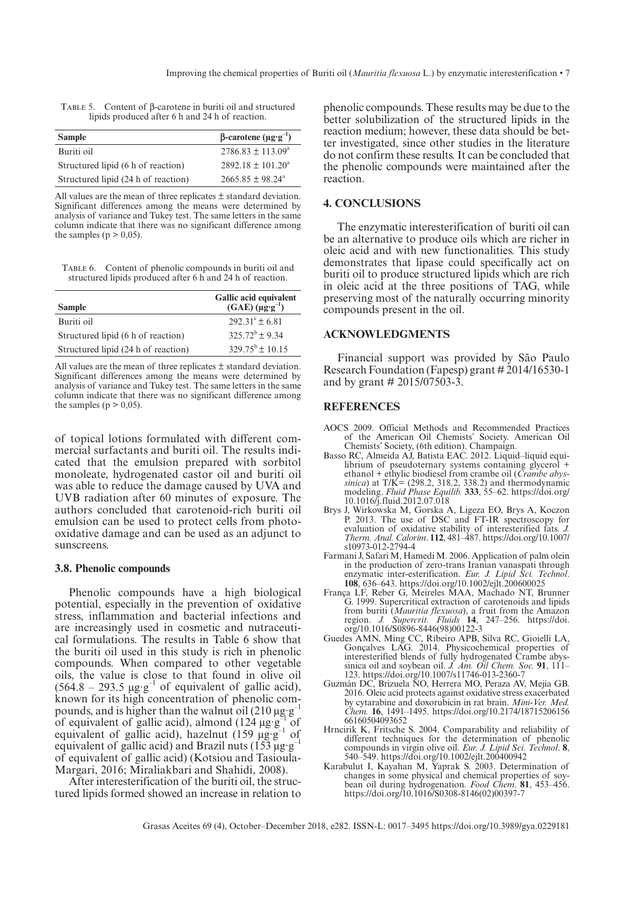TABLE 5. Content of β-carotene in buriti oil and structured lipids produced after 6 h and 24 h of reaction.

| Sample | β-carotene ($\mu g \cdot g^{-1}$) |
|---|---|
| Buriti oil | $2786.83 \pm 113.09^{a}$ |
| Structured lipid (6 h of reaction) | $2892.18 \pm 101.20^{a}$ |
| Structured lipid (24 h of reaction) | $2665.85 \pm 98.24^{a}$ |

All values are the mean of three replicates ± standard deviation. Significant differences among the means were determined by analysis of variance and Tukey test. The same letters in the same column indicate that there was no significant difference among the samples ($p > 0,05$).

TABLE 6. Content of phenolic compounds in buriti oil and structured lipids produced after 6 h and 24 h of reaction.

| Sample | Gallic acid equivalent (GAE) ($\mu g \cdot g^{-1}$) |
|---|---|
| Buriti oil | $292.31^{c} \pm 6.81$ |
| Structured lipid (6 h of reaction) | $325.72^{b} \pm 9.34$ |
| Structured lipid (24 h of reaction) | $329.75^{b} \pm 10.15$ |

All values are the mean of three replicates ± standard deviation. Significant differences among the means were determined by analysis of variance and Tukey test. The same letters in the same column indicate that there was no significant difference among the samples ($p > 0,05$).

of topical lotions formulated with different commercial surfactants and buriti oil. The results indicated that the emulsion prepared with sorbitol monoleate, hydrogenated castor oil and buriti oil was able to reduce the damage caused by UVA and UVB radiation after 60 minutes of exposure. The authors concluded that carotenoid-rich buriti oil emulsion can be used to protect cells from photo-oxidative damage and can be used as an adjunct to sunscreens.

### 3.8. Phenolic compounds

Phenolic compounds have a high biological potential, especially in the prevention of oxidative stress, inflammation and bacterial infections and are increasingly used in cosmetic and nutraceutical formulations. The results in Table 6 show that the buriti oil used in this study is rich in phenolic compounds. When compared to other vegetable oils, the value is close to that found in olive oil ($564.8 - 293.5\ \mu g \cdot g^{-1}$ of equivalent of gallic acid), known for its high concentration of phenolic compounds, and is higher than the walnut oil ($210\ \mu g \cdot g^{-1}$ of equivalent of gallic acid), almond ($124\ \mu g \cdot g^{-1}$ of equivalent of gallic acid), hazelnut ($159\ \mu g \cdot g^{-1}$ of equivalent of gallic acid) and Brazil nuts ($153\ \mu g \cdot g^{-1}$ of equivalent of gallic acid) (Kotsiou and Tasioula-Margari, 2016; Miraliakbari and Shahidi, 2008).

After interesterification of the buriti oil, the structured lipids formed showed an increase in relation to phenolic compounds. These results may be due to the better solubilization of the structured lipids in the reaction medium; however, these data should be better investigated, since other studies in the literature do not confirm these results. It can be concluded that the phenolic compounds were maintained after the reaction.

## 4. CONCLUSIONS

The enzymatic interesterification of buriti oil can be an alternative to produce oils which are richer in oleic acid and with new functionalities. This study demonstrates that lipase could specifically act on buriti oil to produce structured lipids which are rich in oleic acid at the three positions of TAG, while preserving most of the naturally occurring minority compounds present in the oil.

## ACKNOWLEDGMENTS

Financial support was provided by São Paulo Research Foundation (Fapesp) grant # 2014/16530-1 and by grant # 2015/07503-3.

## REFERENCES

- AOCS 2009. Official Methods and Recommended Practices of the American Oil Chemists' Society. American Oil Chemists' Society, (6th edition). Champaign.
- Basso RC, Almeida AJ, Batista EAC. 2012. Liquid–liquid equilibrium of pseudoternary systems containing glycerol + ethanol + ethylic biodiesel from crambe oil (*Crambe abyssinica*) at T/K= (298.2, 318.2, 338.2) and thermodynamic modeling. *Fluid Phase Equilib.* **333**, 55–62. https://doi.org/10.1016/j.fluid.2012.07.018
- Brys J, Wirkowska M, Gorska A, Ligeza EO, Brys A, Koczon P. 2013. The use of DSC and FT-IR spectroscopy for evaluation of oxidative stability of interesterified fats. *J. Therm. Anal. Calorim.* **112**, 481–487. https://doi.org/10.1007/s10973-012-2794-4
- Farmani J, Safari M, Hamedi M. 2006. Application of palm olein in the production of zero-trans Iranian vanaspati through enzymatic inter-esterification. *Eur. J. Lipid Sci. Technol.* **108**, 636–643. https://doi.org/10.1002/ejlt.200600025
- França LF, Reber G, Meireles MAA, Machado NT, Brunner G. 1999. Supercritical extraction of carotenoids and lipids from buriti (*Mauritia flexuosa*), a fruit from the Amazon region. *J. Supercrit. Fluids* **14**, 247–256. https://doi.org/10.1016/S0896-8446(98)00122-3
- Guedes AMN, Ming CC, Ribeiro APB, Silva RC, Gioielli LA, Gonçalves LAG. 2014. Physicochemical properties of interesterified blends of fully hydrogenated Crambe abyssinica oil and soybean oil. *J. Am. Oil Chem. Soc.* **91**, 111–123. https://doi.org/10.1007/s11746-013-2360-7
- Guzmán DC, Brizuela NO, Herrera MO, Peraza AV, Mejía GB. 2016. Oleic acid protects against oxidative stress exacerbated by cytarabine and doxorubicin in rat brain. *Mini-Ver. Med. Chem.* **16**, 1491–1495. https://doi.org/10.2174/1871520615666160504093652
- Hrncirik K, Fritsche S. 2004. Comparability and reliability of different techniques for the determination of phenolic compounds in virgin olive oil. *Eur. J. Lipid Sci. Technol.* **8**, 540–549. https://doi.org/10.1002/ejlt.200400942
- Karabulut I, Kayahan M, Yaprak S. 2003. Determination of changes in some physical and chemical properties of soybean oil during hydrogenation. *Food Chem.* **81**, 453–456. https://doi.org/10.1016/S0308-8146(02)00397-7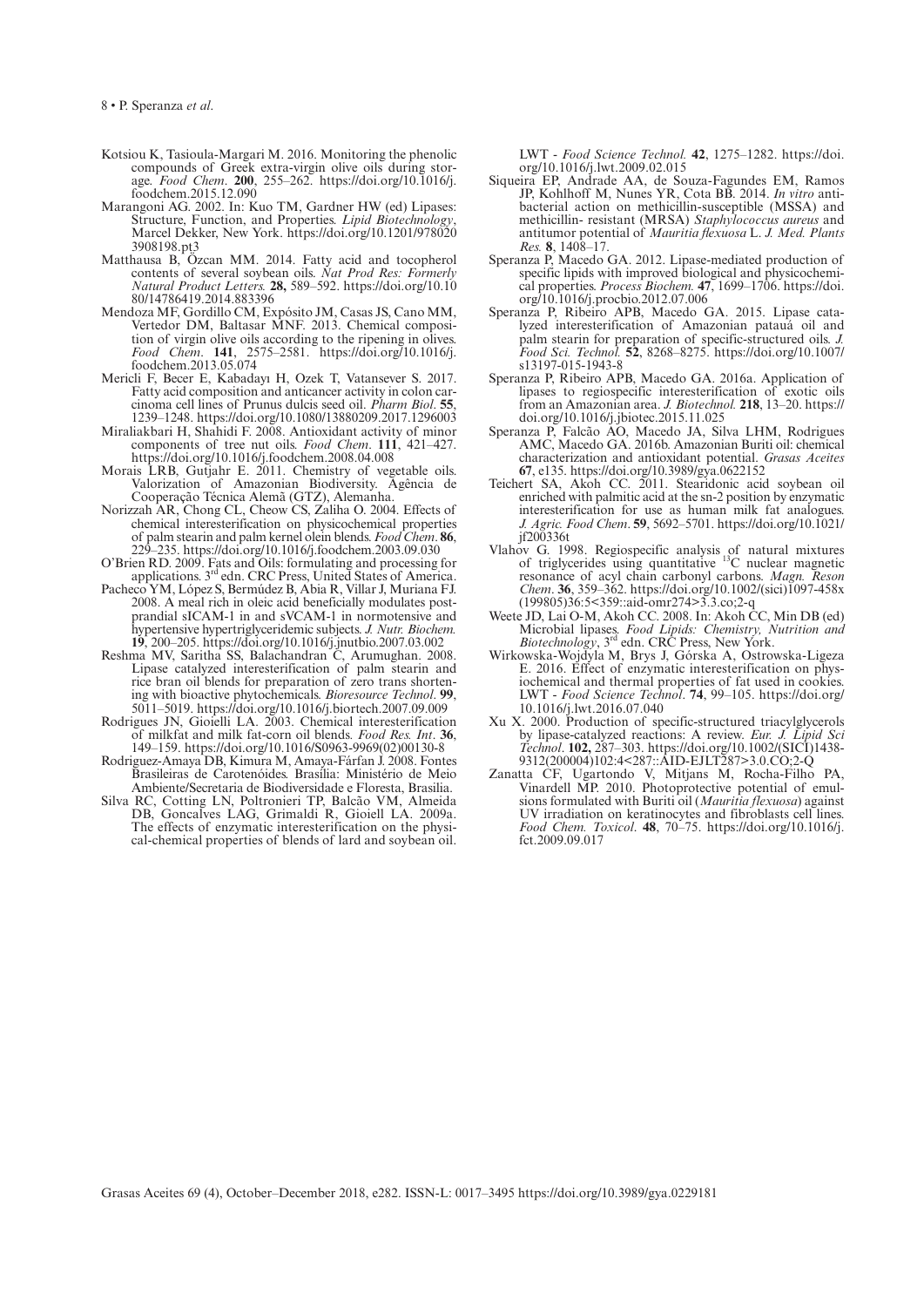Kotsiou K, Tasioula-Margari M. 2016. Monitoring the phenolic compounds of Greek extra-virgin olive oils during storage. *Food Chem*. **200**, 255–262. https://doi.org/10.1016/j.foodchem.2015.12.090

Marangoni AG. 2002. In: Kuo TM, Gardner HW (ed) Lipases: Structure, Function, and Properties. *Lipid Biotechnology*, Marcel Dekker, New York. https://doi.org/10.1201/9780203908198.pt3

Matthausa B, Özcan MM. 2014. Fatty acid and tocopherol contents of several soybean oils. *Nat Prod Res: Formerly Natural Product Letters.* **28,** 589–592. https://doi.org/10.1080/14786419.2014.883396

Mendoza MF, Gordillo CM, Expósito JM, Casas JS, Cano MM, Vertedor DM, Baltasar MNF. 2013. Chemical composition of virgin olive oils according to the ripening in olives. *Food Chem*. **141**, 2575–2581. https://doi.org/10.1016/j.foodchem.2013.05.074

Mericli F, Becer E, Kabadayı H, Ozek T, Vatansever S. 2017. Fatty acid composition and anticancer activity in colon carcinoma cell lines of Prunus dulcis seed oil. *Pharm Biol*. **55**, 1239–1248. https://doi.org/10.1080/13880209.2017.1296003

Miraliakbari H, Shahidi F. 2008. Antioxidant activity of minor components of tree nut oils. *Food Chem*. **111**, 421–427. https://doi.org/10.1016/j.foodchem.2008.04.008

Morais LRB, Gutjahr E. 2011. Chemistry of vegetable oils. Valorization of Amazonian Biodiversity. Agência de Cooperação Técnica Alemã (GTZ), Alemanha.

Norizzah AR, Chong CL, Cheow CS, Zaliha O. 2004. Effects of chemical interesterification on physicochemical properties of palm stearin and palm kernel olein blends. *Food Chem*. **86**, 229–235. https://doi.org/10.1016/j.foodchem.2003.09.030

O'Brien RD. 2009. Fats and Oils: formulating and processing for applications. 3rd edn. CRC Press, United States of America.

Pacheco YM, López S, Bermúdez B, Abia R, Villar J, Muriana FJ. 2008. A meal rich in oleic acid beneficially modulates postprandial sICAM-1 in and sVCAM-1 in normotensive and hypertensive hypertriglyceridemic subjects. *J. Nutr. Biochem.* **19**, 200–205. https://doi.org/10.1016/j.jnutbio.2007.03.002

Reshma MV, Saritha SS, Balachandran C, Arumughan. 2008. Lipase catalyzed interesterification of palm stearin and rice bran oil blends for preparation of zero trans shortening with bioactive phytochemicals. *Bioresource Technol*. **99**, 5011–5019. https://doi.org/10.1016/j.biortech.2007.09.009

Rodrigues JN, Gioielli LA. 2003. Chemical interesterification of milkfat and milk fat-corn oil blends. *Food Res. Int*. **36**, 149–159. https://doi.org/10.1016/S0963-9969(02)00130-8

Rodriguez-Amaya DB, Kimura M, Amaya-Fárfan J. 2008. Fontes Brasileiras de Carotenóides. Brasília: Ministério de Meio Ambiente/Secretaria de Biodiversidade e Floresta, Brasilia.

Silva RC, Cotting LN, Poltronieri TP, Balcão VM, Almeida DB, Goncalves LAG, Grimaldi R, Gioiell LA. 2009a. The effects of enzymatic interesterification on the physical-chemical properties of blends of lard and soybean oil. LWT - *Food Science Technol.* **42**, 1275–1282. https://doi.org/10.1016/j.lwt.2009.02.015

Siqueira EP, Andrade AA, de Souza-Fagundes EM, Ramos JP, Kohlhoff M, Nunes YR, Cota BB. 2014. *In vitro* antibacterial action on methicillin-susceptible (MSSA) and methicillin- resistant (MRSA) *Staphylococcus aureus* and antitumor potential of *Mauritia flexuosa* L. *J. Med. Plants Res.* **8**, 1408–17.

Speranza P, Macedo GA. 2012. Lipase-mediated production of specific lipids with improved biological and physicochemical properties. *Process Biochem.* **47**, 1699–1706. https://doi.org/10.1016/j.procbio.2012.07.006

Speranza P, Ribeiro APB, Macedo GA. 2015. Lipase catalyzed interesterification of Amazonian patauá oil and palm stearin for preparation of specific-structured oils. *J. Food Sci. Technol.* **52**, 8268–8275. https://doi.org/10.1007/s13197-015-1943-8

Speranza P, Ribeiro APB, Macedo GA. 2016a. Application of lipases to regiospecific interesterification of exotic oils from an Amazonian area. *J. Biotechnol.* **218**, 13–20. https://doi.org/10.1016/j.jbiotec.2015.11.025

Speranza P, Falcão AO, Macedo JA, Silva LHM, Rodrigues AMC, Macedo GA. 2016b. Amazonian Buriti oil: chemical characterization and antioxidant potential. *Grasas Aceites* **67**, e135. https://doi.org/10.3989/gya.0622152

Teichert SA, Akoh CC. 2011. Stearidonic acid soybean oil enriched with palmitic acid at the sn-2 position by enzymatic interesterification for use as human milk fat analogues. *J. Agric. Food Chem*. **59**, 5692–5701. https://doi.org/10.1021/jf200336t

Vlahov G. 1998. Regiospecific analysis of natural mixtures of triglycerides using quantitative $^{13}C$ nuclear magnetic resonance of acyl chain carbonyl carbons. *Magn. Reson Chem*. **36**, 359–362. https://doi.org/10.1002/(sici)1097-458x(199805)36:5<359::aid-omr274>3.3.co;2-q

Weete JD, Lai O-M, Akoh CC. 2008. In: Akoh CC, Min DB (ed) Microbial lipases. *Food Lipids: Chemistry, Nutrition and Biotechnology*, 3rd edn. CRC Press, New York.

Wirkowska-Wojdyla M, Brys J, Górska A, Ostrowska-Ligeza E. 2016. Effect of enzymatic interesterification on physiochemical and thermal properties of fat used in cookies. LWT - *Food Science Technol*. **74**, 99–105. https://doi.org/10.1016/j.lwt.2016.07.040

Xu X. 2000. Production of specific-structured triacylglycerols by lipase-catalyzed reactions: A review. *Eur. J. Lipid Sci Technol*. **102,** 287–303. https://doi.org/10.1002/(SICI)1438-9312(200004)102:4<287::AID-EJLT287>3.0.CO;2-Q

Zanatta CF, Ugartondo V, Mitjans M, Rocha-Filho PA, Vinardell MP. 2010. Photoprotective potential of emulsions formulated with Buriti oil (*Mauritia flexuosa*) against UV irradiation on keratinocytes and fibroblasts cell lines. *Food Chem. Toxicol*. **48**, 70–75. https://doi.org/10.1016/j.fct.2009.09.017